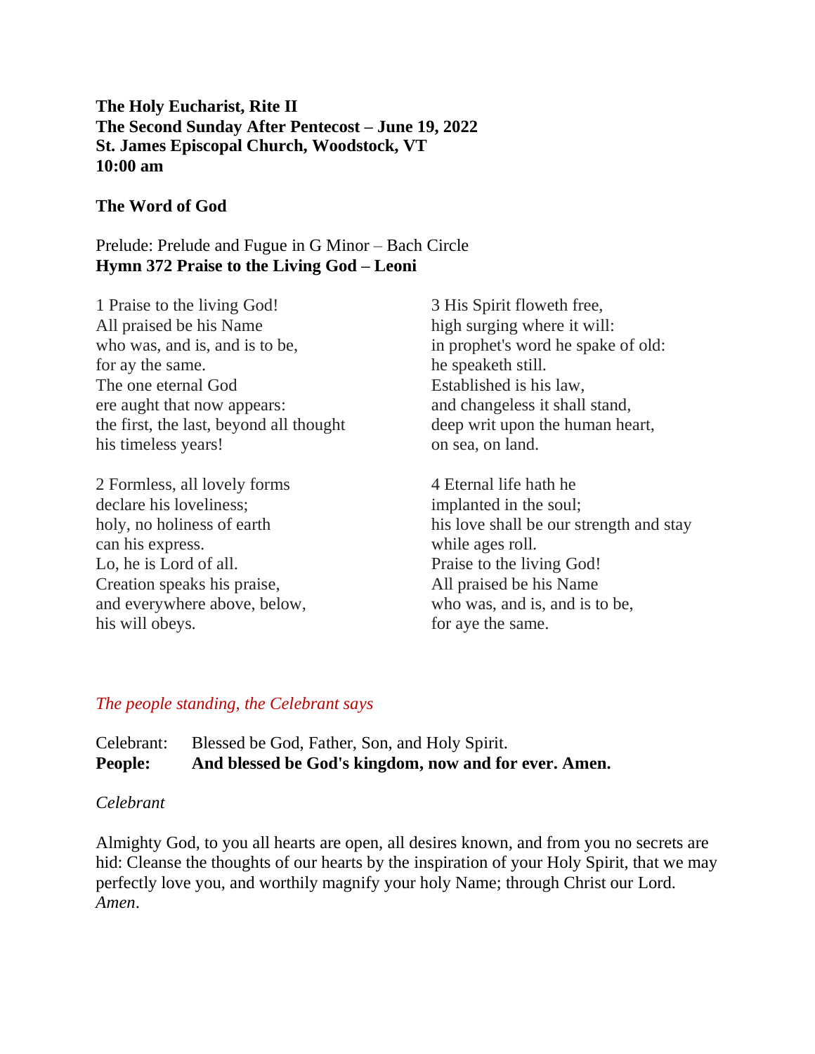**The Holy Eucharist, Rite II**
**The Second Sunday After Pentecost – June 19, 2022**
**St. James Episcopal Church, Woodstock, VT**
**10:00 am**

**The Word of God**

Prelude: Prelude and Fugue in G Minor – Bach Circle
**Hymn 372 Praise to the Living God – Leoni**

1 Praise to the living God!
All praised be his Name
who was, and is, and is to be,
for ay the same.
The one eternal God
ere aught that now appears:
the first, the last, beyond all thought
his timeless years!

2 Formless, all lovely forms
declare his loveliness;
holy, no holiness of earth
can his express.
Lo, he is Lord of all.
Creation speaks his praise,
and everywhere above, below,
his will obeys.

3 His Spirit floweth free,
high surging where it will:
in prophet's word he spake of old:
he speaketh still.
Established is his law,
and changeless it shall stand,
deep writ upon the human heart,
on sea, on land.

4 Eternal life hath he
implanted in the soul;
his love shall be our strength and stay
while ages roll.
Praise to the living God!
All praised be his Name
who was, and is, and is to be,
for aye the same.

*The people standing, the Celebrant says*

Celebrant: Blessed be God, Father, Son, and Holy Spirit.
**People: And blessed be God's kingdom, now and for ever. Amen.**

*Celebrant*

Almighty God, to you all hearts are open, all desires known, and from you no secrets are hid: Cleanse the thoughts of our hearts by the inspiration of your Holy Spirit, that we may perfectly love you, and worthily magnify your holy Name; through Christ our Lord. *Amen*.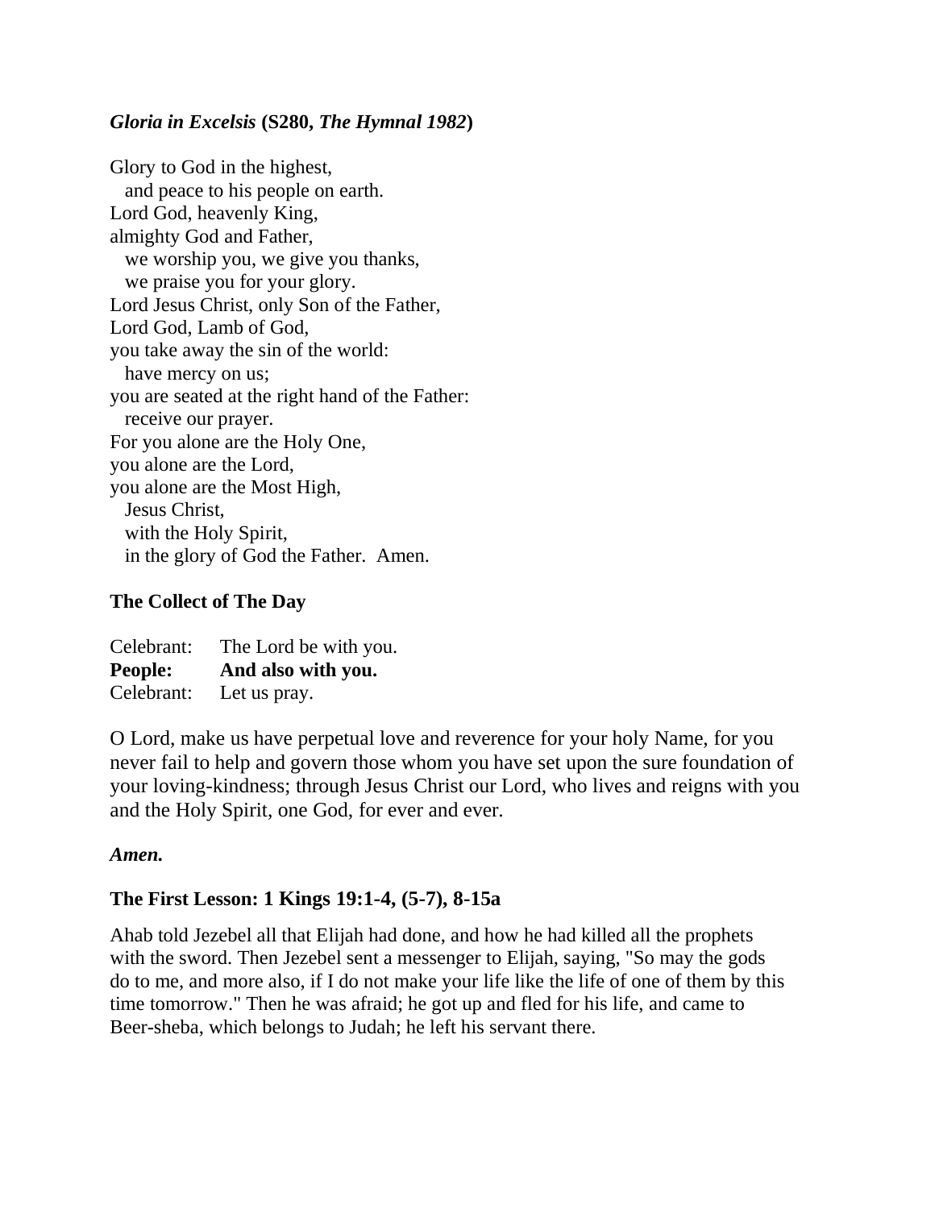### *Gloria in Excelsis* (S280, *The Hymnal 1982*)

Glory to God in the highest,  
  and peace to his people on earth.  
Lord God, heavenly King,  
almighty God and Father,  
  we worship you, we give you thanks,  
  we praise you for your glory.  
Lord Jesus Christ, only Son of the Father,  
Lord God, Lamb of God,  
you take away the sin of the world:  
  have mercy on us;  
you are seated at the right hand of the Father:  
  receive our prayer.  
For you alone are the Holy One,  
you alone are the Lord,  
you alone are the Most High,  
  Jesus Christ,  
  with the Holy Spirit,  
  in the glory of God the Father. Amen.

### The Collect of The Day

Celebrant: The Lord be with you.  
**People: And also with you.**  
Celebrant: Let us pray.

O Lord, make us have perpetual love and reverence for your holy Name, for you never fail to help and govern those whom you have set upon the sure foundation of your loving-kindness; through Jesus Christ our Lord, who lives and reigns with you and the Holy Spirit, one God, for ever and ever.

***Amen.***

### The First Lesson: 1 Kings 19:1-4, (5-7), 8-15a

Ahab told Jezebel all that Elijah had done, and how he had killed all the prophets with the sword. Then Jezebel sent a messenger to Elijah, saying, "So may the gods do to me, and more also, if I do not make your life like the life of one of them by this time tomorrow." Then he was afraid; he got up and fled for his life, and came to Beer-sheba, which belongs to Judah; he left his servant there.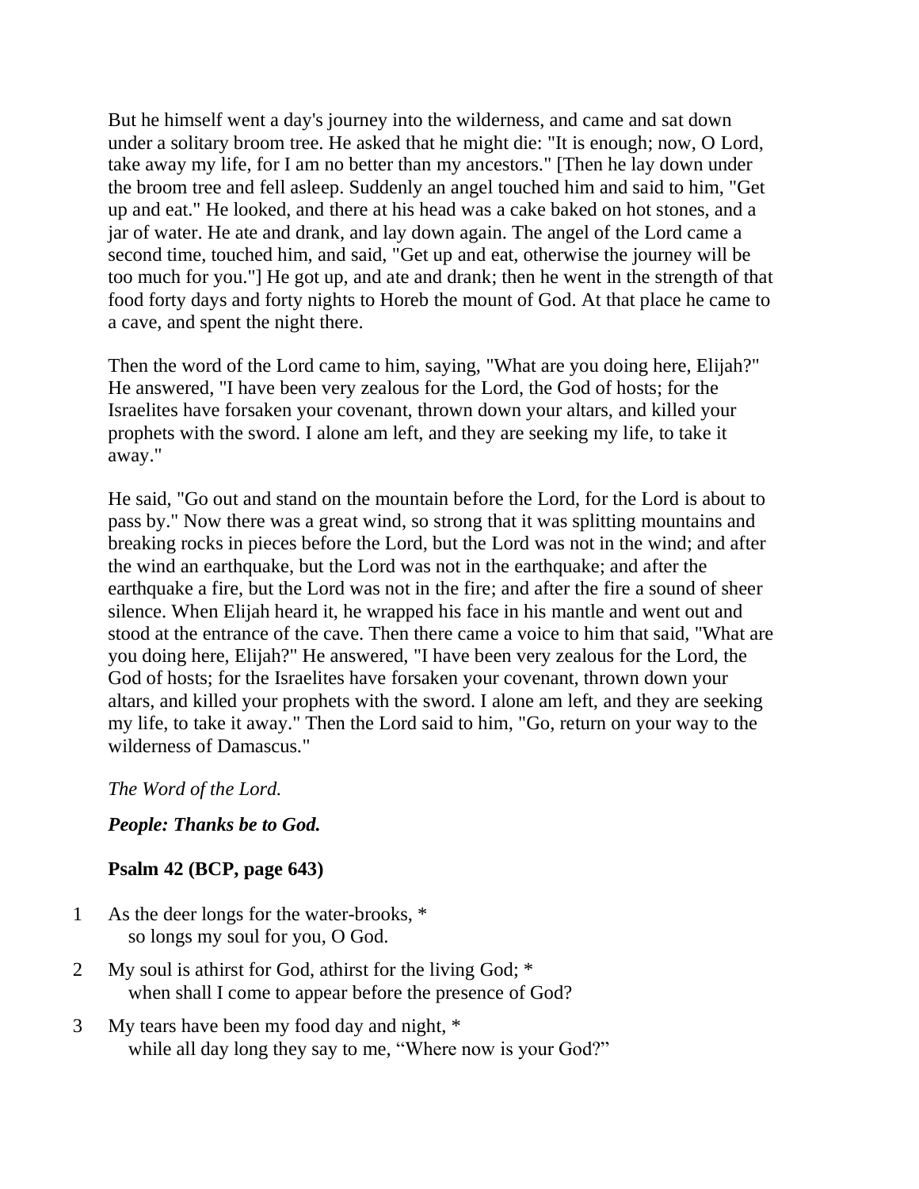But he himself went a day's journey into the wilderness, and came and sat down under a solitary broom tree. He asked that he might die: "It is enough; now, O Lord, take away my life, for I am no better than my ancestors." [Then he lay down under the broom tree and fell asleep. Suddenly an angel touched him and said to him, "Get up and eat." He looked, and there at his head was a cake baked on hot stones, and a jar of water. He ate and drank, and lay down again. The angel of the Lord came a second time, touched him, and said, "Get up and eat, otherwise the journey will be too much for you."] He got up, and ate and drank; then he went in the strength of that food forty days and forty nights to Horeb the mount of God. At that place he came to a cave, and spent the night there.

Then the word of the Lord came to him, saying, "What are you doing here, Elijah?" He answered, "I have been very zealous for the Lord, the God of hosts; for the Israelites have forsaken your covenant, thrown down your altars, and killed your prophets with the sword. I alone am left, and they are seeking my life, to take it away."

He said, "Go out and stand on the mountain before the Lord, for the Lord is about to pass by." Now there was a great wind, so strong that it was splitting mountains and breaking rocks in pieces before the Lord, but the Lord was not in the wind; and after the wind an earthquake, but the Lord was not in the earthquake; and after the earthquake a fire, but the Lord was not in the fire; and after the fire a sound of sheer silence. When Elijah heard it, he wrapped his face in his mantle and went out and stood at the entrance of the cave. Then there came a voice to him that said, "What are you doing here, Elijah?" He answered, "I have been very zealous for the Lord, the God of hosts; for the Israelites have forsaken your covenant, thrown down your altars, and killed your prophets with the sword. I alone am left, and they are seeking my life, to take it away." Then the Lord said to him, "Go, return on your way to the wilderness of Damascus."

*The Word of the Lord.*

***People: Thanks be to God.***

**Psalm 42 (BCP, page 643)**

1 As the deer longs for the water-brooks, *
so longs my soul for you, O God.

2 My soul is athirst for God, athirst for the living God; *
when shall I come to appear before the presence of God?

3 My tears have been my food day and night, *
while all day long they say to me, "Where now is your God?"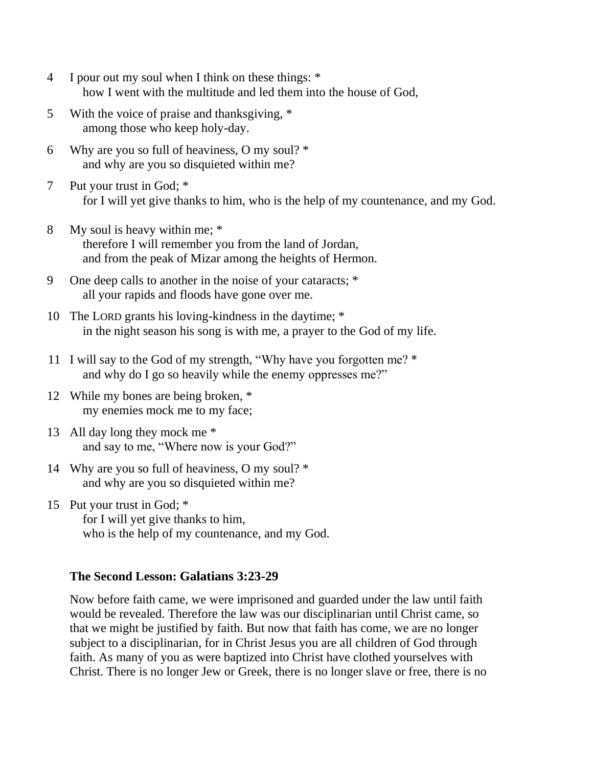4 I pour out my soul when I think on these things: *
 how I went with the multitude and led them into the house of God,

5 With the voice of praise and thanksgiving, *
 among those who keep holy-day.

6 Why are you so full of heaviness, O my soul? *
 and why are you so disquieted within me?

7 Put your trust in God; *
 for I will yet give thanks to him, who is the help of my countenance, and my God.

8 My soul is heavy within me; *
 therefore I will remember you from the land of Jordan,
 and from the peak of Mizar among the heights of Hermon.

9 One deep calls to another in the noise of your cataracts; *
 all your rapids and floods have gone over me.

10 The LORD grants his loving-kindness in the daytime; *
 in the night season his song is with me, a prayer to the God of my life.

11 I will say to the God of my strength, "Why have you forgotten me? *
 and why do I go so heavily while the enemy oppresses me?"

12 While my bones are being broken, *
 my enemies mock me to my face;

13 All day long they mock me *
 and say to me, "Where now is your God?"

14 Why are you so full of heaviness, O my soul? *
 and why are you so disquieted within me?

15 Put your trust in God; *
 for I will yet give thanks to him,
 who is the help of my countenance, and my God.

**The Second Lesson: Galatians 3:23-29**

Now before faith came, we were imprisoned and guarded under the law until faith would be revealed. Therefore the law was our disciplinarian until Christ came, so that we might be justified by faith. But now that faith has come, we are no longer subject to a disciplinarian, for in Christ Jesus you are all children of God through faith. As many of you as were baptized into Christ have clothed yourselves with Christ. There is no longer Jew or Greek, there is no longer slave or free, there is no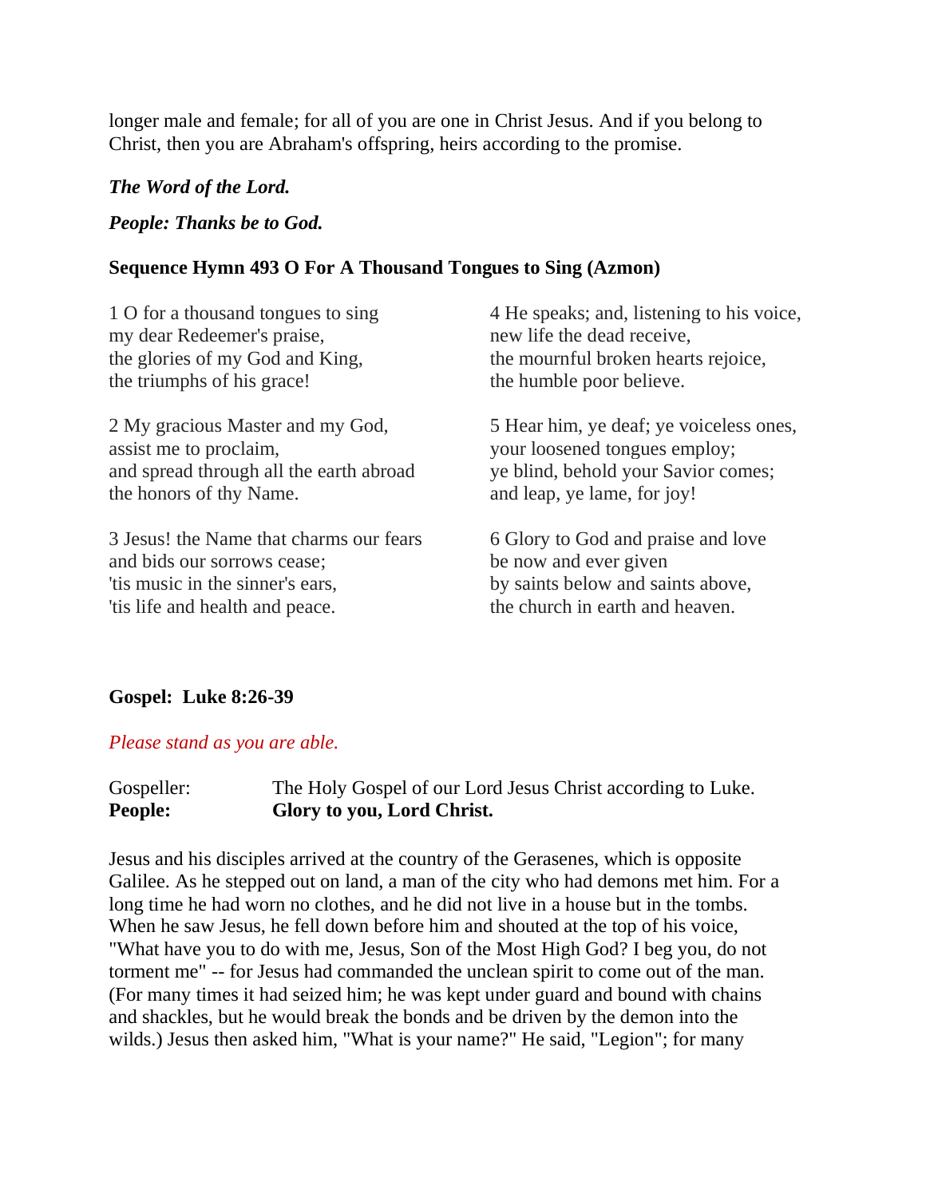longer male and female; for all of you are one in Christ Jesus. And if you belong to Christ, then you are Abraham's offspring, heirs according to the promise.

***The Word of the Lord.***

***People: Thanks be to God.***

**Sequence Hymn 493 O For A Thousand Tongues to Sing (Azmon)**

1 O for a thousand tongues to sing
my dear Redeemer's praise,
the glories of my God and King,
the triumphs of his grace!

2 My gracious Master and my God,
assist me to proclaim,
and spread through all the earth abroad
the honors of thy Name.

3 Jesus! the Name that charms our fears
and bids our sorrows cease;
'tis music in the sinner's ears,
'tis life and health and peace.

4 He speaks; and, listening to his voice,
new life the dead receive,
the mournful broken hearts rejoice,
the humble poor believe.

5 Hear him, ye deaf; ye voiceless ones,
your loosened tongues employ;
ye blind, behold your Savior comes;
and leap, ye lame, for joy!

6 Glory to God and praise and love
be now and ever given
by saints below and saints above,
the church in earth and heaven.

**Gospel: Luke 8:26-39**

*Please stand as you are able.*

Gospeller: The Holy Gospel of our Lord Jesus Christ according to Luke.
**People: Glory to you, Lord Christ.**

Jesus and his disciples arrived at the country of the Gerasenes, which is opposite Galilee. As he stepped out on land, a man of the city who had demons met him. For a long time he had worn no clothes, and he did not live in a house but in the tombs. When he saw Jesus, he fell down before him and shouted at the top of his voice, "What have you to do with me, Jesus, Son of the Most High God? I beg you, do not torment me" -- for Jesus had commanded the unclean spirit to come out of the man. (For many times it had seized him; he was kept under guard and bound with chains and shackles, but he would break the bonds and be driven by the demon into the wilds.) Jesus then asked him, "What is your name?" He said, "Legion"; for many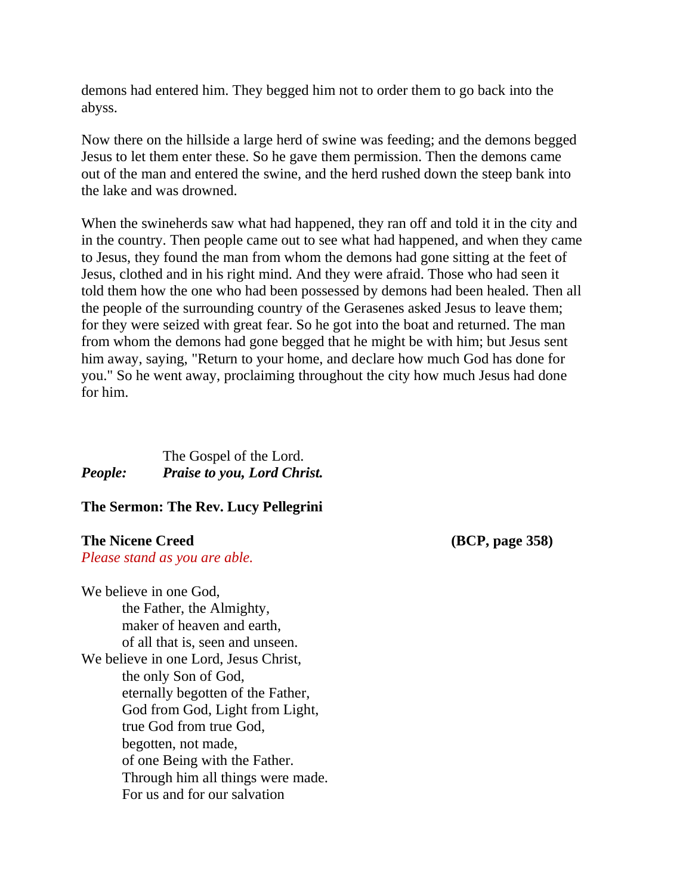demons had entered him. They begged him not to order them to go back into the abyss.

Now there on the hillside a large herd of swine was feeding; and the demons begged Jesus to let them enter these. So he gave them permission. Then the demons came out of the man and entered the swine, and the herd rushed down the steep bank into the lake and was drowned.

When the swineherds saw what had happened, they ran off and told it in the city and in the country. Then people came out to see what had happened, and when they came to Jesus, they found the man from whom the demons had gone sitting at the feet of Jesus, clothed and in his right mind. And they were afraid. Those who had seen it told them how the one who had been possessed by demons had been healed. Then all the people of the surrounding country of the Gerasenes asked Jesus to leave them; for they were seized with great fear. So he got into the boat and returned. The man from whom the demons had gone begged that he might be with him; but Jesus sent him away, saying, "Return to your home, and declare how much God has done for you." So he went away, proclaiming throughout the city how much Jesus had done for him.

The Gospel of the Lord.
***People:*** ***Praise to you, Lord Christ.***

**The Sermon: The Rev. Lucy Pellegrini**

**The Nicene Creed** **(BCP, page 358)**
*Please stand as you are able.*

We believe in one God,
the Father, the Almighty,
maker of heaven and earth,
of all that is, seen and unseen.
We believe in one Lord, Jesus Christ,
the only Son of God,
eternally begotten of the Father,
God from God, Light from Light,
true God from true God,
begotten, not made,
of one Being with the Father.
Through him all things were made.
For us and for our salvation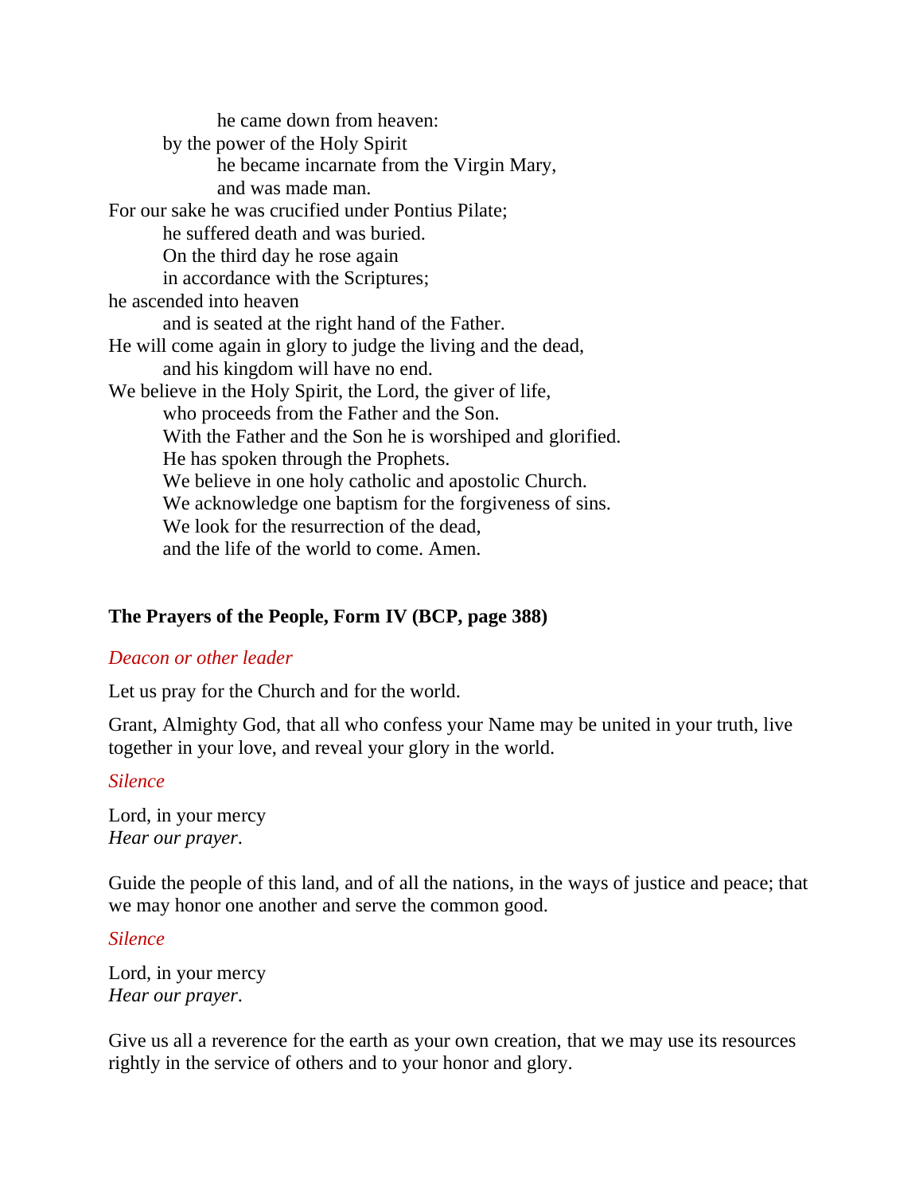he came down from heaven:
by the power of the Holy Spirit
he became incarnate from the Virgin Mary,
and was made man.
For our sake he was crucified under Pontius Pilate;
he suffered death and was buried.
On the third day he rose again
in accordance with the Scriptures;
he ascended into heaven
and is seated at the right hand of the Father.
He will come again in glory to judge the living and the dead,
and his kingdom will have no end.
We believe in the Holy Spirit, the Lord, the giver of life,
who proceeds from the Father and the Son.
With the Father and the Son he is worshiped and glorified.
He has spoken through the Prophets.
We believe in one holy catholic and apostolic Church.
We acknowledge one baptism for the forgiveness of sins.
We look for the resurrection of the dead,
and the life of the world to come. Amen.

**The Prayers of the People, Form IV (BCP, page 388)**

*Deacon or other leader*

Let us pray for the Church and for the world.

Grant, Almighty God, that all who confess your Name may be united in your truth, live together in your love, and reveal your glory in the world.

*Silence*

Lord, in your mercy
*Hear our prayer*.

Guide the people of this land, and of all the nations, in the ways of justice and peace; that we may honor one another and serve the common good.

*Silence*

Lord, in your mercy
*Hear our prayer*.

Give us all a reverence for the earth as your own creation, that we may use its resources rightly in the service of others and to your honor and glory.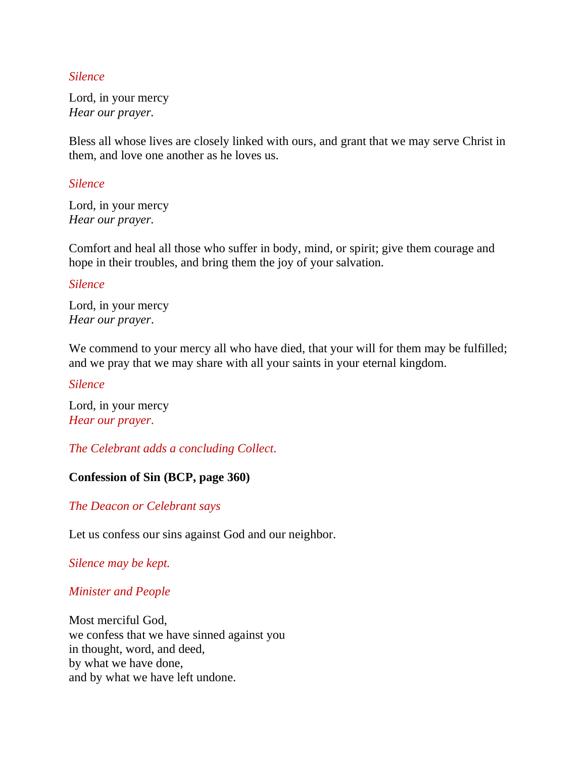*Silence*

Lord, in your mercy
*Hear our prayer.*

Bless all whose lives are closely linked with ours, and grant that we may serve Christ in them, and love one another as he loves us.

*Silence*

Lord, in your mercy
*Hear our prayer.*

Comfort and heal all those who suffer in body, mind, or spirit; give them courage and hope in their troubles, and bring them the joy of your salvation.

*Silence*

Lord, in your mercy
*Hear our prayer*.

We commend to your mercy all who have died, that your will for them may be fulfilled; and we pray that we may share with all your saints in your eternal kingdom.

*Silence*

Lord, in your mercy
*Hear our prayer*.

*The Celebrant adds a concluding Collect*.

**Confession of Sin (BCP, page 360)**

*The Deacon or Celebrant says*

Let us confess our sins against God and our neighbor.

*Silence may be kept.*

*Minister and People*

Most merciful God,
we confess that we have sinned against you
in thought, word, and deed,
by what we have done,
and by what we have left undone.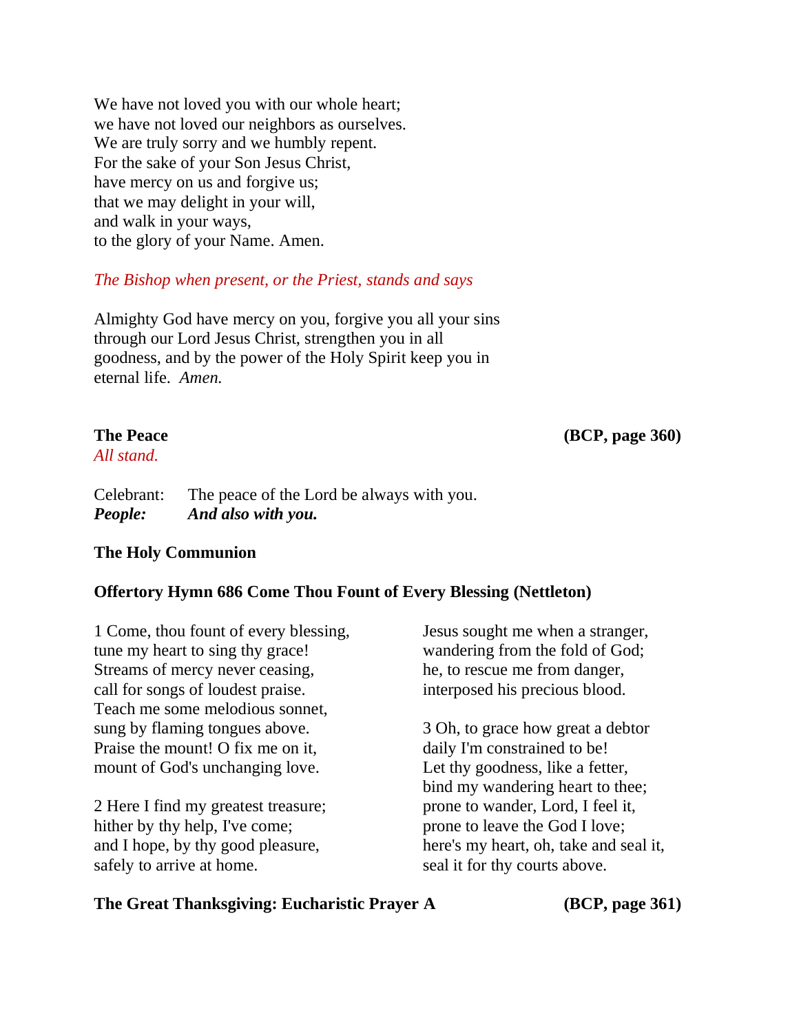We have not loved you with our whole heart;
we have not loved our neighbors as ourselves.
We are truly sorry and we humbly repent.
For the sake of your Son Jesus Christ,
have mercy on us and forgive us;
that we may delight in your will,
and walk in your ways,
to the glory of your Name. Amen.

*The Bishop when present, or the Priest, stands and says*

Almighty God have mercy on you, forgive you all your sins through our Lord Jesus Christ, strengthen you in all goodness, and by the power of the Holy Spirit keep you in eternal life. *Amen.*

**The Peace** **(BCP, page 360)**

*All stand.*

Celebrant: The peace of the Lord be always with you.
***People: And also with you.***

**The Holy Communion**

**Offertory Hymn 686 Come Thou Fount of Every Blessing (Nettleton)**

1 Come, thou fount of every blessing,
tune my heart to sing thy grace!
Streams of mercy never ceasing,
call for songs of loudest praise.
Teach me some melodious sonnet,
sung by flaming tongues above.
Praise the mount! O fix me on it,
mount of God's unchanging love.

2 Here I find my greatest treasure;
hither by thy help, I've come;
and I hope, by thy good pleasure,
safely to arrive at home.
Jesus sought me when a stranger,
wandering from the fold of God;
he, to rescue me from danger,
interposed his precious blood.

3 Oh, to grace how great a debtor
daily I'm constrained to be!
Let thy goodness, like a fetter,
bind my wandering heart to thee;
prone to wander, Lord, I feel it,
prone to leave the God I love;
here's my heart, oh, take and seal it,
seal it for thy courts above.

**The Great Thanksgiving: Eucharistic Prayer A** **(BCP, page 361)**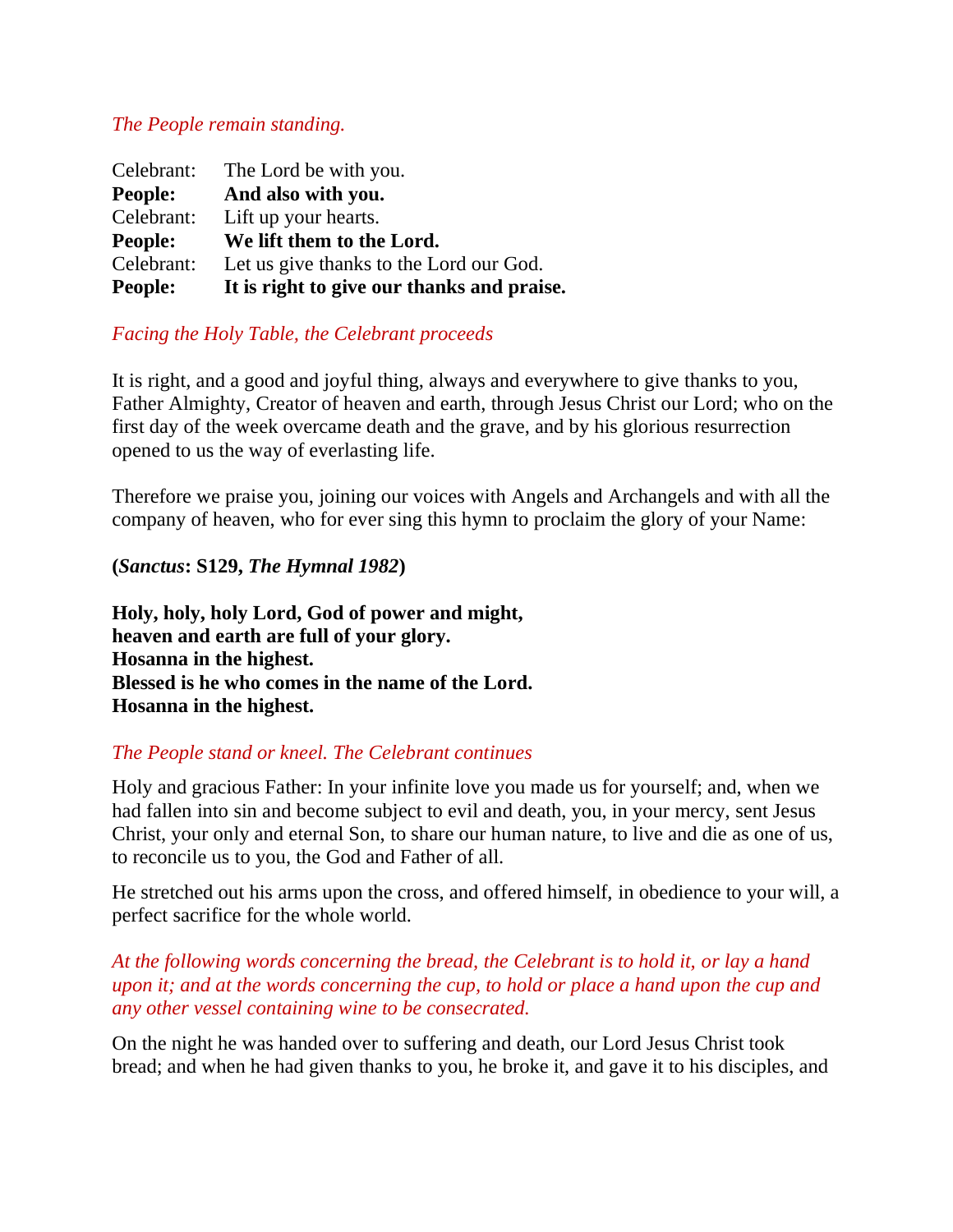*The People remain standing.*

| | |
|---|---|
| Celebrant: | The Lord be with you. |
| **People:** | **And also with you.** |
| Celebrant: | Lift up your hearts. |
| **People:** | **We lift them to the Lord.** |
| Celebrant: | Let us give thanks to the Lord our God. |
| **People:** | **It is right to give our thanks and praise.** |

*Facing the Holy Table, the Celebrant proceeds*

It is right, and a good and joyful thing, always and everywhere to give thanks to you, Father Almighty, Creator of heaven and earth, through Jesus Christ our Lord; who on the first day of the week overcame death and the grave, and by his glorious resurrection opened to us the way of everlasting life.

Therefore we praise you, joining our voices with Angels and Archangels and with all the company of heaven, who for ever sing this hymn to proclaim the glory of your Name:

**(*Sanctus*: S129, *The Hymnal 1982*)**

**Holy, holy, holy Lord, God of power and might,**
**heaven and earth are full of your glory.**
**Hosanna in the highest.**
**Blessed is he who comes in the name of the Lord.**
**Hosanna in the highest.**

*The People stand or kneel. The Celebrant continues*

Holy and gracious Father: In your infinite love you made us for yourself; and, when we had fallen into sin and become subject to evil and death, you, in your mercy, sent Jesus Christ, your only and eternal Son, to share our human nature, to live and die as one of us, to reconcile us to you, the God and Father of all.

He stretched out his arms upon the cross, and offered himself, in obedience to your will, a perfect sacrifice for the whole world.

*At the following words concerning the bread, the Celebrant is to hold it, or lay a hand upon it; and at the words concerning the cup, to hold or place a hand upon the cup and any other vessel containing wine to be consecrated.*

On the night he was handed over to suffering and death, our Lord Jesus Christ took bread; and when he had given thanks to you, he broke it, and gave it to his disciples, and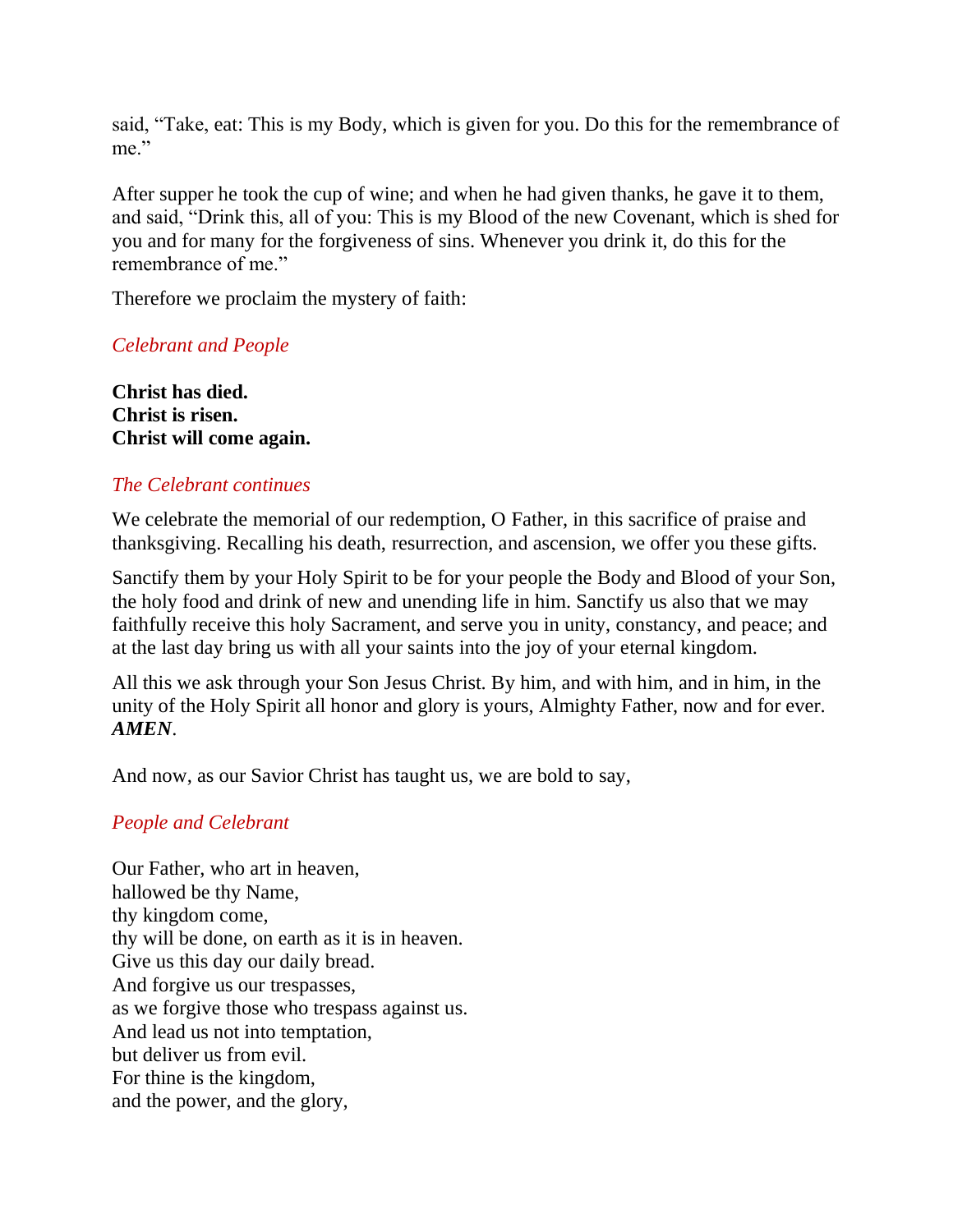said, “Take, eat: This is my Body, which is given for you. Do this for the remembrance of me.”

After supper he took the cup of wine; and when he had given thanks, he gave it to them, and said, “Drink this, all of you: This is my Blood of the new Covenant, which is shed for you and for many for the forgiveness of sins. Whenever you drink it, do this for the remembrance of me.”

Therefore we proclaim the mystery of faith:

*Celebrant and People*

**Christ has died.**
**Christ is risen.**
**Christ will come again.**

*The Celebrant continues*

We celebrate the memorial of our redemption, O Father, in this sacrifice of praise and thanksgiving. Recalling his death, resurrection, and ascension, we offer you these gifts.

Sanctify them by your Holy Spirit to be for your people the Body and Blood of your Son, the holy food and drink of new and unending life in him. Sanctify us also that we may faithfully receive this holy Sacrament, and serve you in unity, constancy, and peace; and at the last day bring us with all your saints into the joy of your eternal kingdom.

All this we ask through your Son Jesus Christ. By him, and with him, and in him, in the unity of the Holy Spirit all honor and glory is yours, Almighty Father, now and for ever. ***AMEN***.

And now, as our Savior Christ has taught us, we are bold to say,

*People and Celebrant*

Our Father, who art in heaven,
hallowed be thy Name,
thy kingdom come,
thy will be done, on earth as it is in heaven.
Give us this day our daily bread.
And forgive us our trespasses,
as we forgive those who trespass against us.
And lead us not into temptation,
but deliver us from evil.
For thine is the kingdom,
and the power, and the glory,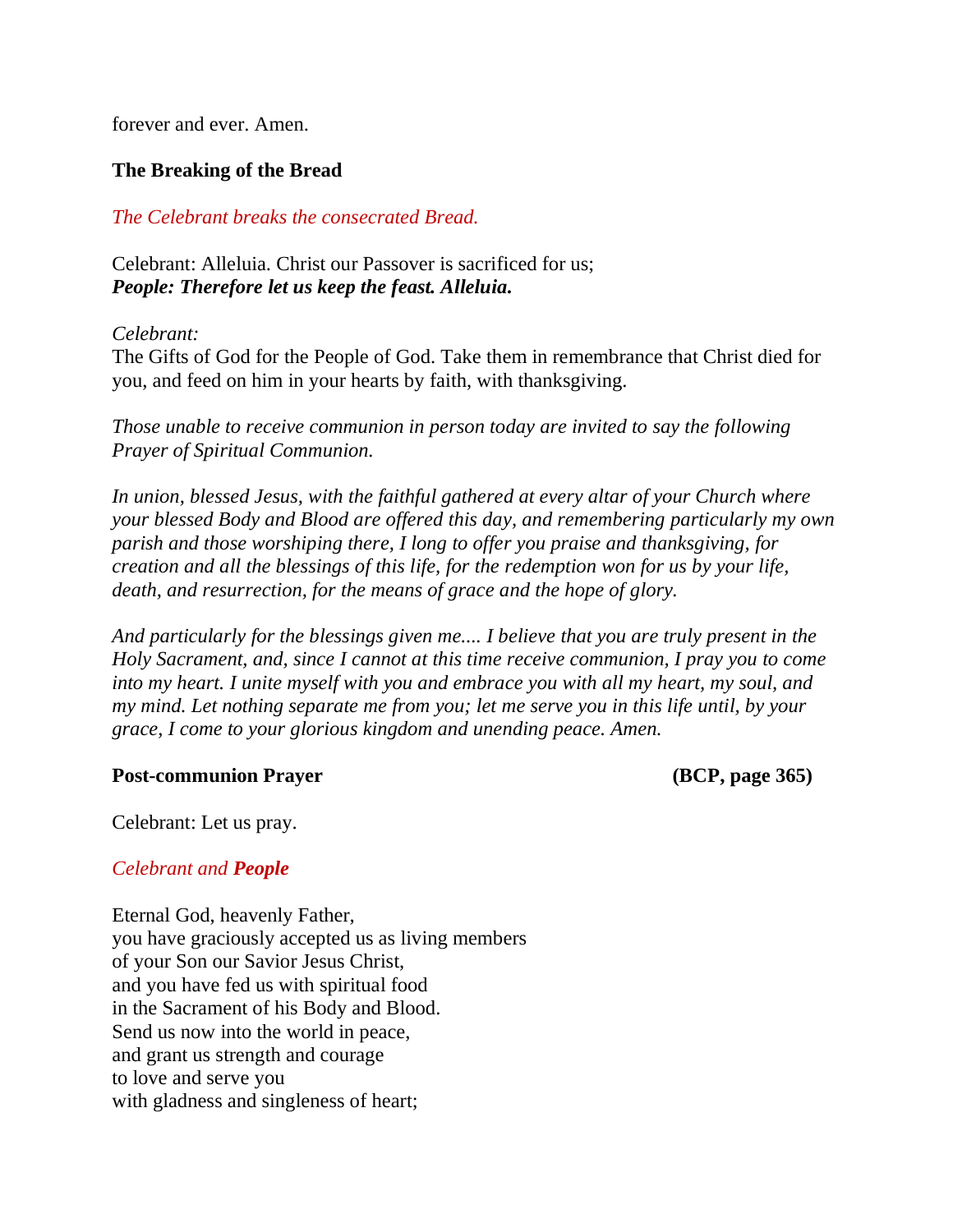forever and ever. Amen.

**The Breaking of the Bread**

*The Celebrant breaks the consecrated Bread.*

Celebrant: Alleluia. Christ our Passover is sacrificed for us;
***People: Therefore let us keep the feast. Alleluia.***

*Celebrant:*
The Gifts of God for the People of God. Take them in remembrance that Christ died for you, and feed on him in your hearts by faith, with thanksgiving.

*Those unable to receive communion in person today are invited to say the following Prayer of Spiritual Communion.*

*In union, blessed Jesus, with the faithful gathered at every altar of your Church where your blessed Body and Blood are offered this day, and remembering particularly my own parish and those worshiping there, I long to offer you praise and thanksgiving, for creation and all the blessings of this life, for the redemption won for us by your life, death, and resurrection, for the means of grace and the hope of glory.*

*And particularly for the blessings given me.... I believe that you are truly present in the Holy Sacrament, and, since I cannot at this time receive communion, I pray you to come into my heart. I unite myself with you and embrace you with all my heart, my soul, and my mind. Let nothing separate me from you; let me serve you in this life until, by your grace, I come to your glorious kingdom and unending peace. Amen.*

**Post-communion Prayer** **(BCP, page 365)**

Celebrant: Let us pray.

*Celebrant and* ***People***

Eternal God, heavenly Father,
you have graciously accepted us as living members
of your Son our Savior Jesus Christ,
and you have fed us with spiritual food
in the Sacrament of his Body and Blood.
Send us now into the world in peace,
and grant us strength and courage
to love and serve you
with gladness and singleness of heart;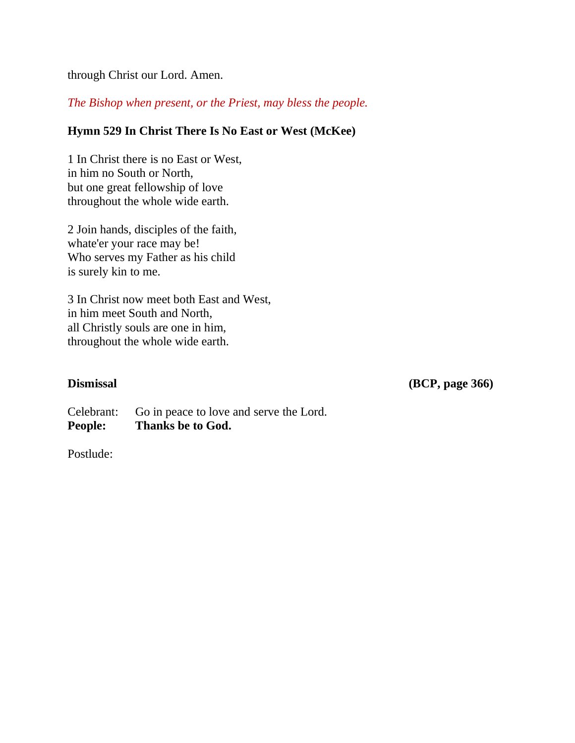through Christ our Lord. Amen.

*The Bishop when present, or the Priest, may bless the people.*

**Hymn 529 In Christ There Is No East or West (McKee)**

1 In Christ there is no East or West,
in him no South or North,
but one great fellowship of love
throughout the whole wide earth.

2 Join hands, disciples of the faith,
whate'er your race may be!
Who serves my Father as his child
is surely kin to me.

3 In Christ now meet both East and West,
in him meet South and North,
all Christly souls are one in him,
throughout the whole wide earth.

**Dismissal** **(BCP, page 366)**

Celebrant: Go in peace to love and serve the Lord.
**People: Thanks be to God.**

Postlude: